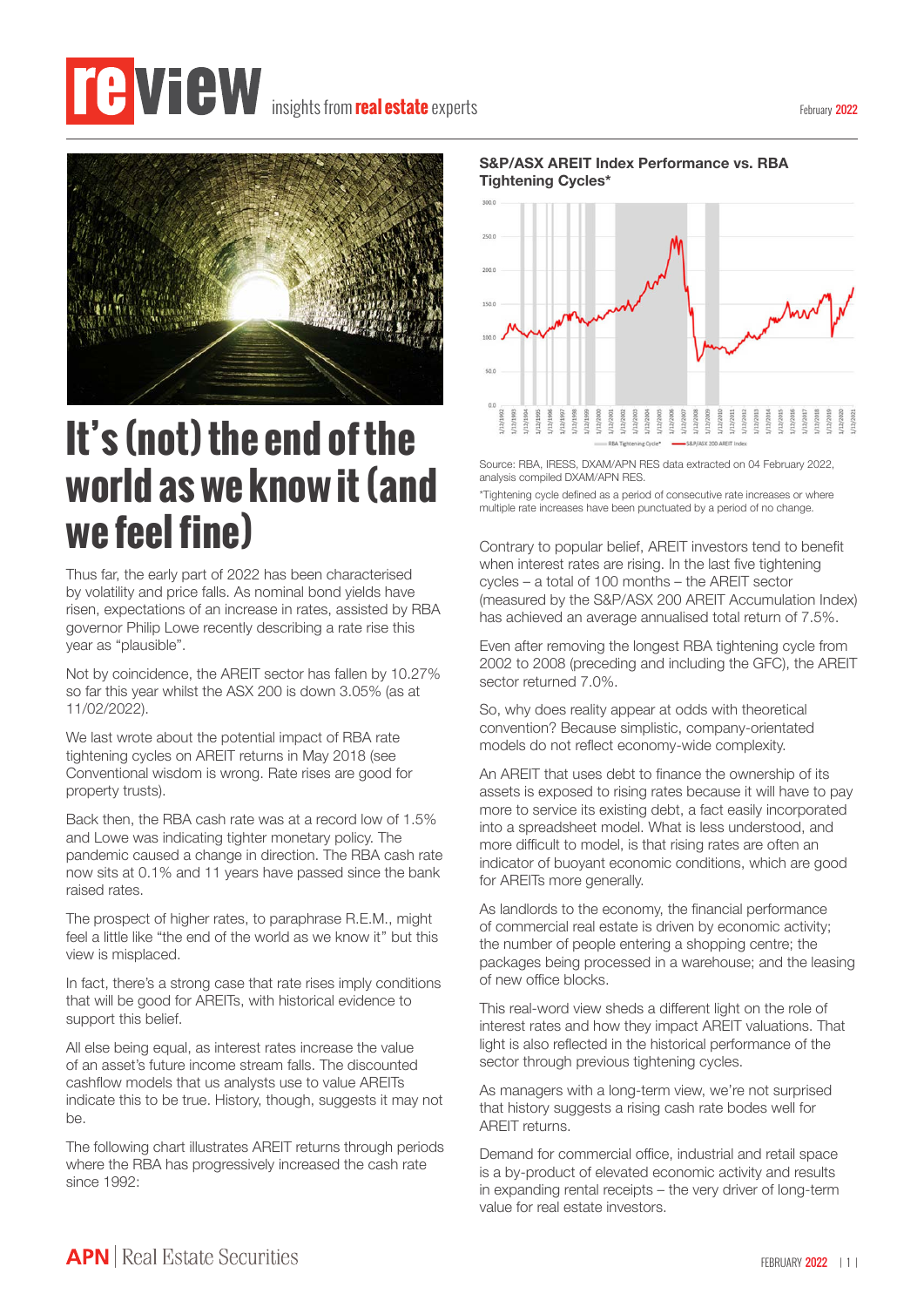# It's (not) the end of the world as we know it (and we feel fine)

Thus far, the early part of 2022 has been characterised by volatility and price falls. As nominal bond yields have risen, expectations of an increase in rates, assisted by RBA governor Philip Lowe recently describing a rate rise this year as "plausible".

Not by coincidence, the AREIT sector has fallen by 10.27% so far this year whilst the ASX 200 is down 3.05% (as at 11/02/2022).

We last wrote about the potential impact of RBA rate tightening cycles on AREIT returns in May 2018 (see Conventional wisdom is wrong. Rate rises are good for property trusts).

Back then, the RBA cash rate was at a record low of 1.5% and Lowe was indicating tighter monetary policy. The pandemic caused a change in direction. The RBA cash rate now sits at 0.1% and 11 years have passed since the bank raised rates.

The prospect of higher rates, to paraphrase R.E.M., might feel a little like "the end of the world as we know it" but this view is misplaced.

In fact, there's a strong case that rate rises imply conditions that will be good for AREITs, with historical evidence to support this belief.

All else being equal, as interest rates increase the value of an asset's future income stream falls. The discounted cashflow models that us analysts use to value AREITs indicate this to be true. History, though, suggests it may not be.

The following chart illustrates AREIT returns through periods where the RBA has progressively increased the cash rate since 1992:

**S&P/ASX AREIT Index Performance vs. RBA Tightening Cycles***

Source: RBA, IRESS, DXAM/APN RES data extracted on 04 February 2022, analysis compiled DXAM/APN RES.

*Tightening cycle defined as a period of consecutive rate increases or where multiple rate increases have been punctuated by a period of no change.

Contrary to popular belief, AREIT investors tend to benefit when interest rates are rising. In the last five tightening cycles – a total of 100 months – the AREIT sector (measured by the S&P/ASX 200 AREIT Accumulation Index) has achieved an average annualised total return of 7.5%.

Even after removing the longest RBA tightening cycle from 2002 to 2008 (preceding and including the GFC), the AREIT sector returned 7.0%.

So, why does reality appear at odds with theoretical convention? Because simplistic, company-orientated models do not reflect economy-wide complexity.

An AREIT that uses debt to finance the ownership of its assets is exposed to rising rates because it will have to pay more to service its existing debt, a fact easily incorporated into a spreadsheet model. What is less understood, and more difficult to model, is that rising rates are often an indicator of buoyant economic conditions, which are good for AREITs more generally.

As landlords to the economy, the financial performance of commercial real estate is driven by economic activity; the number of people entering a shopping centre; the packages being processed in a warehouse; and the leasing of new office blocks.

This real-word view sheds a different light on the role of interest rates and how they impact AREIT valuations. That light is also reflected in the historical performance of the sector through previous tightening cycles.

As managers with a long-term view, we're not surprised that history suggests a rising cash rate bodes well for AREIT returns.

Demand for commercial office, industrial and retail space is a by-product of elevated economic activity and results in expanding rental receipts – the very driver of long-term value for real estate investors.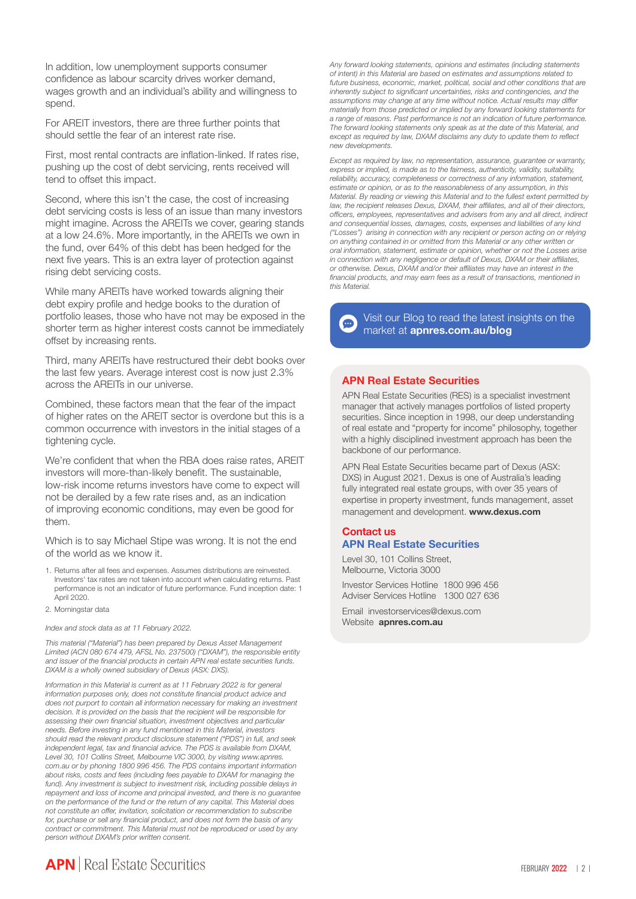In addition, low unemployment supports consumer confidence as labour scarcity drives worker demand, wages growth and an individual's ability and willingness to spend.

For AREIT investors, there are three further points that should settle the fear of an interest rate rise.

First, most rental contracts are inflation-linked. If rates rise, pushing up the cost of debt servicing, rents received will tend to offset this impact.

Second, where this isn't the case, the cost of increasing debt servicing costs is less of an issue than many investors might imagine. Across the AREITs we cover, gearing stands at a low 24.6%. More importantly, in the AREITs we own in the fund, over 64% of this debt has been hedged for the next five years. This is an extra layer of protection against rising debt servicing costs.

While many AREITs have worked towards aligning their debt expiry profile and hedge books to the duration of portfolio leases, those who have not may be exposed in the shorter term as higher interest costs cannot be immediately offset by increasing rents.

Third, many AREITs have restructured their debt books over the last few years. Average interest cost is now just 2.3% across the AREITs in our universe.

Combined, these factors mean that the fear of the impact of higher rates on the AREIT sector is overdone but this is a common occurrence with investors in the initial stages of a tightening cycle.

We're confident that when the RBA does raise rates, AREIT investors will more-than-likely benefit. The sustainable, low-risk income returns investors have come to expect will not be derailed by a few rate rises and, as an indication of improving economic conditions, may even be good for them.

Which is to say Michael Stipe was wrong. It is not the end of the world as we know it.

1. Returns after all fees and expenses. Assumes distributions are reinvested. Investors' tax rates are not taken into account when calculating returns. Past performance is not an indicator of future performance. Fund inception date: 1 April 2020.
2. Morningstar data

*Index and stock data as at 11 February 2022.*

*This material ("Material") has been prepared by Dexus Asset Management Limited (ACN 080 674 479, AFSL No. 237500) ("DXAM"), the responsible entity and issuer of the financial products in certain APN real estate securities funds. DXAM is a wholly owned subsidiary of Dexus (ASX: DXS).*

*Information in this Material is current as at 11 February 2022 is for general information purposes only, does not constitute financial product advice and does not purport to contain all information necessary for making an investment decision. It is provided on the basis that the recipient will be responsible for assessing their own financial situation, investment objectives and particular needs. Before investing in any fund mentioned in this Material, investors should read the relevant product disclosure statement ("PDS") in full, and seek independent legal, tax and financial advice. The PDS is available from DXAM, Level 30, 101 Collins Street, Melbourne VIC 3000, by visiting www.apnres.com.au or by phoning 1800 996 456. The PDS contains important information about risks, costs and fees (including fees payable to DXAM for managing the fund). Any investment is subject to investment risk, including possible delays in repayment and loss of income and principal invested, and there is no guarantee on the performance of the fund or the return of any capital. This Material does not constitute an offer, invitation, solicitation or recommendation to subscribe for, purchase or sell any financial product, and does not form the basis of any contract or commitment. This Material must not be reproduced or used by any person without DXAM's prior written consent.*

*Any forward looking statements, opinions and estimates (including statements of intent) in this Material are based on estimates and assumptions related to future business, economic, market, political, social and other conditions that are inherently subject to significant uncertainties, risks and contingencies, and the assumptions may change at any time without notice. Actual results may differ materially from those predicted or implied by any forward looking statements for a range of reasons. Past performance is not an indication of future performance. The forward looking statements only speak as at the date of this Material, and except as required by law, DXAM disclaims any duty to update them to reflect new developments.*

*Except as required by law, no representation, assurance, guarantee or warranty, express or implied, is made as to the fairness, authenticity, validity, suitability, reliability, accuracy, completeness or correctness of any information, statement, estimate or opinion, or as to the reasonableness of any assumption, in this Material. By reading or viewing this Material and to the fullest extent permitted by law, the recipient releases Dexus, DXAM, their affiliates, and all of their directors, officers, employees, representatives and advisers from any and all direct, indirect and consequential losses, damages, costs, expenses and liabilities of any kind ("Losses") arising in connection with any recipient or person acting on or relying on anything contained in or omitted from this Material or any other written or oral information, statement, estimate or opinion, whether or not the Losses arise in connection with any negligence or default of Dexus, DXAM or their affiliates, or otherwise. Dexus, DXAM and/or their affiliates may have an interest in the financial products, and may earn fees as a result of transactions, mentioned in this Material.*

Visit our Blog to read the latest insights on the market at **apnres.com.au/blog**

## APN Real Estate Securities

APN Real Estate Securities (RES) is a specialist investment manager that actively manages portfolios of listed property securities. Since inception in 1998, our deep understanding of real estate and "property for income" philosophy, together with a highly disciplined investment approach has been the backbone of our performance.

APN Real Estate Securities became part of Dexus (ASX: DXS) in August 2021. Dexus is one of Australia's leading fully integrated real estate groups, with over 35 years of expertise in property investment, funds management, asset management and development. **www.dexus.com**

## Contact us

### APN Real Estate Securities

Level 30, 101 Collins Street,
Melbourne, Victoria 3000

Investor Services Hotline 1800 996 456
Adviser Services Hotline 1300 027 636

Email investorservices@dexus.com
Website **apnres.com.au**